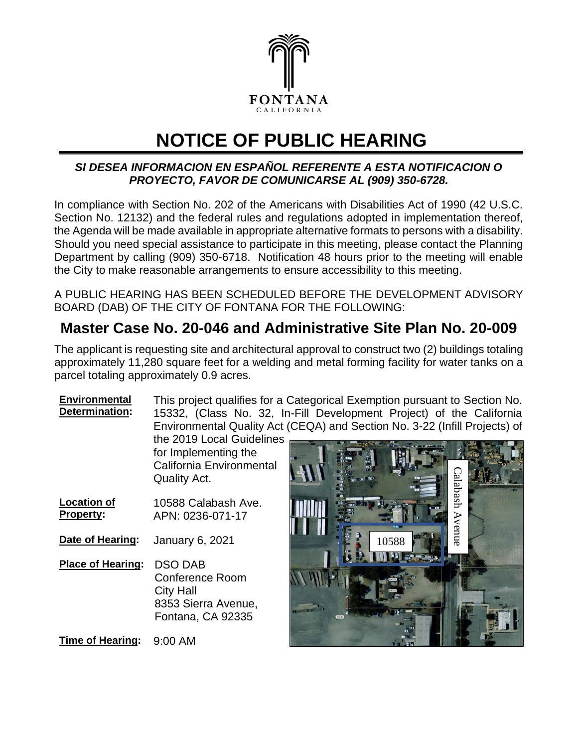FONTANA
CALIFORNIA

# NOTICE OF PUBLIC HEARING

***SI DESEA INFORMACION EN ESPAÑOL REFERENTE A ESTA NOTIFICACION O PROYECTO, FAVOR DE COMUNICARSE AL (909) 350-6728.***

In compliance with Section No. 202 of the Americans with Disabilities Act of 1990 (42 U.S.C. Section No. 12132) and the federal rules and regulations adopted in implementation thereof, the Agenda will be made available in appropriate alternative formats to persons with a disability. Should you need special assistance to participate in this meeting, please contact the Planning Department by calling (909) 350-6718. Notification 48 hours prior to the meeting will enable the City to make reasonable arrangements to ensure accessibility to this meeting.

A PUBLIC HEARING HAS BEEN SCHEDULED BEFORE THE DEVELOPMENT ADVISORY BOARD (DAB) OF THE CITY OF FONTANA FOR THE FOLLOWING:

## Master Case No. 20-046 and Administrative Site Plan No. 20-009

The applicant is requesting site and architectural approval to construct two (2) buildings totaling approximately 11,280 square feet for a welding and metal forming facility for water tanks on a parcel totaling approximately 0.9 acres.

**Environmental Determination:** This project qualifies for a Categorical Exemption pursuant to Section No. 15332, (Class No. 32, In-Fill Development Project) of the California Environmental Quality Act (CEQA) and Section No. 3-22 (Infill Projects) of the 2019 Local Guidelines for Implementing the California Environmental Quality Act.

**Location of Property:** 10588 Calabash Ave.
APN: 0236-071-17

**Date of Hearing:** January 6, 2021

**Place of Hearing:** DSO DAB
Conference Room
City Hall
8353 Sierra Avenue,
Fontana, CA 92335

**Time of Hearing:** 9:00 AM

Calabash Avenue

10588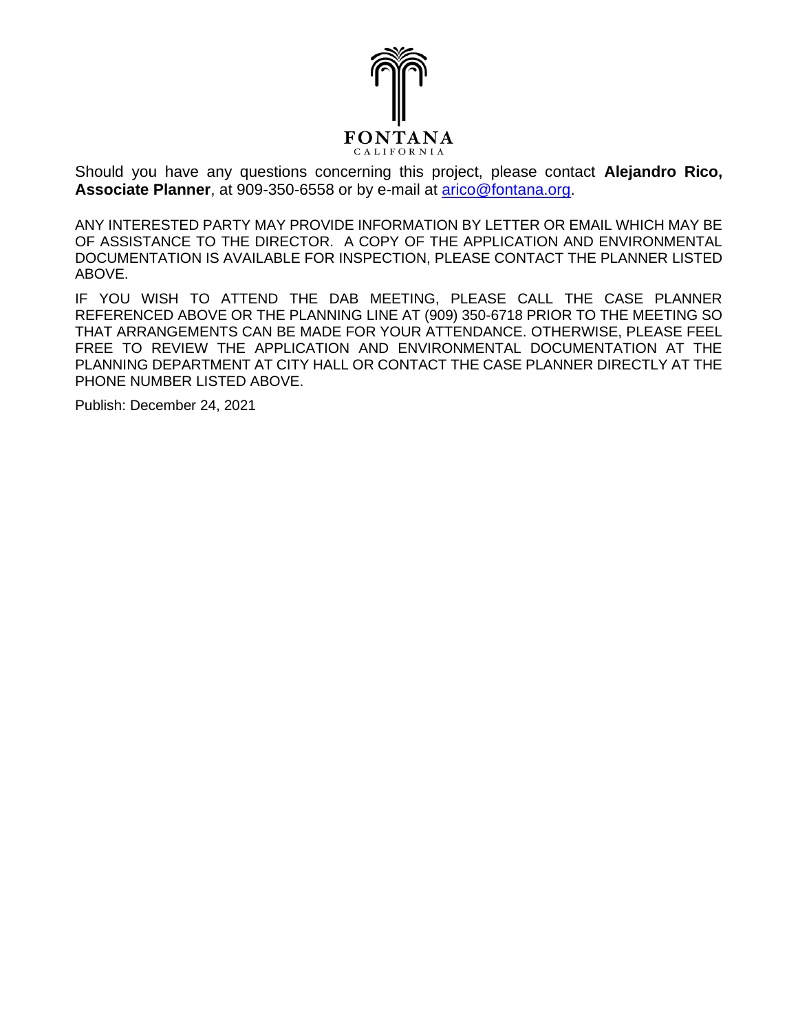FONTANA
CALIFORNIA

Should you have any questions concerning this project, please contact **Alejandro Rico, Associate Planner**, at 909-350-6558 or by e-mail at arico@fontana.org.

ANY INTERESTED PARTY MAY PROVIDE INFORMATION BY LETTER OR EMAIL WHICH MAY BE OF ASSISTANCE TO THE DIRECTOR. A COPY OF THE APPLICATION AND ENVIRONMENTAL DOCUMENTATION IS AVAILABLE FOR INSPECTION, PLEASE CONTACT THE PLANNER LISTED ABOVE.

IF YOU WISH TO ATTEND THE DAB MEETING, PLEASE CALL THE CASE PLANNER REFERENCED ABOVE OR THE PLANNING LINE AT (909) 350-6718 PRIOR TO THE MEETING SO THAT ARRANGEMENTS CAN BE MADE FOR YOUR ATTENDANCE. OTHERWISE, PLEASE FEEL FREE TO REVIEW THE APPLICATION AND ENVIRONMENTAL DOCUMENTATION AT THE PLANNING DEPARTMENT AT CITY HALL OR CONTACT THE CASE PLANNER DIRECTLY AT THE PHONE NUMBER LISTED ABOVE.

Publish: December 24, 2021